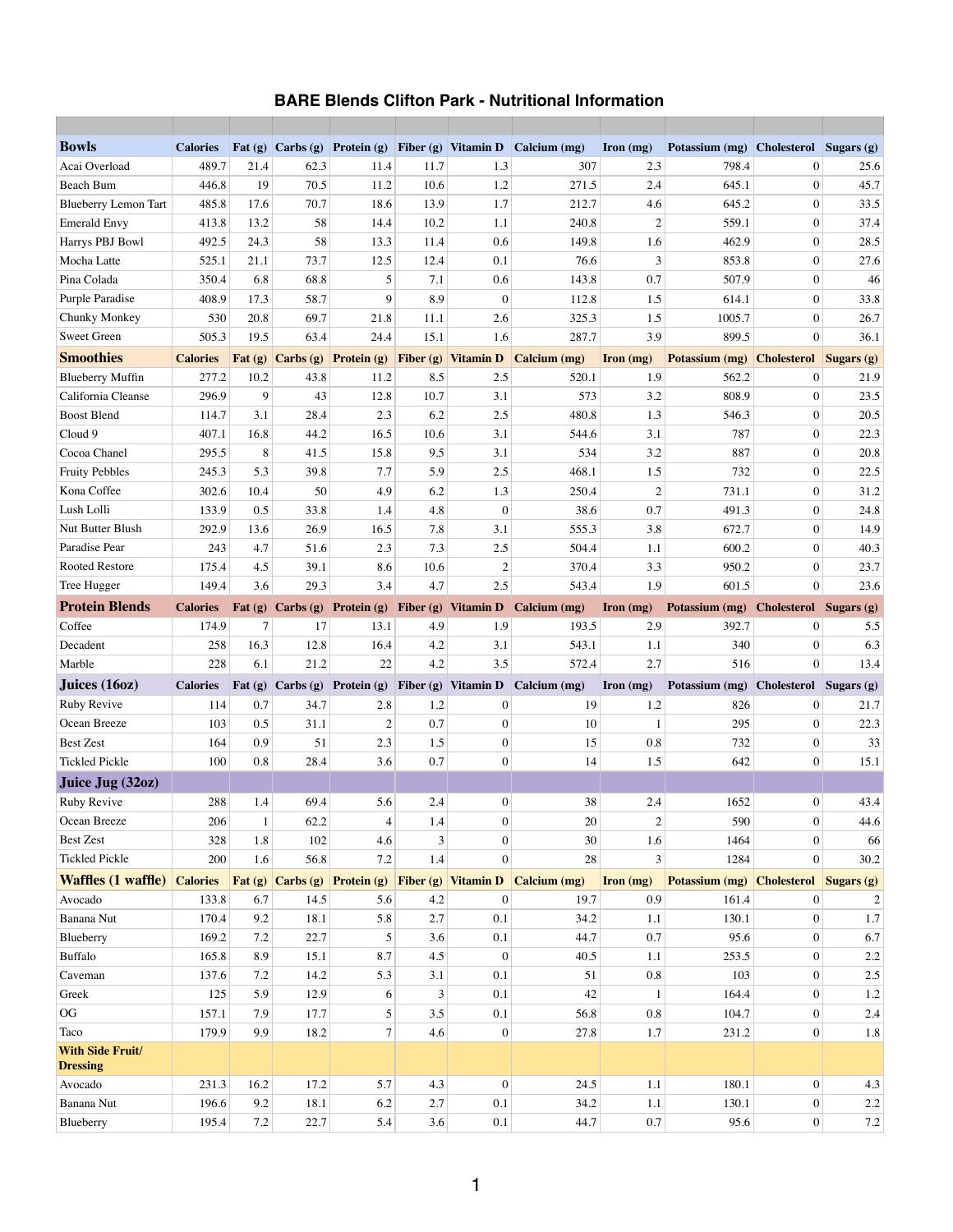# BARE Blends Clifton Park - Nutritional Information

| Bowls | Calories | Fat (g) | Carbs (g) | Protein (g) | Fiber (g) | Vitamin D | Calcium (mg) | Iron (mg) | Potassium (mg) | Cholesterol | Sugars (g) |
|---|---|---|---|---|---|---|---|---|---|---|---|
| Acai Overload | 489.7 | 21.4 | 62.3 | 11.4 | 11.7 | 1.3 | 307 | 2.3 | 798.4 | 0 | 25.6 |
| Beach Bum | 446.8 | 19 | 70.5 | 11.2 | 10.6 | 1.2 | 271.5 | 2.4 | 645.1 | 0 | 45.7 |
| Blueberry Lemon Tart | 485.8 | 17.6 | 70.7 | 18.6 | 13.9 | 1.7 | 212.7 | 4.6 | 645.2 | 0 | 33.5 |
| Emerald Envy | 413.8 | 13.2 | 58 | 14.4 | 10.2 | 1.1 | 240.8 | 2 | 559.1 | 0 | 37.4 |
| Harrys PBJ Bowl | 492.5 | 24.3 | 58 | 13.3 | 11.4 | 0.6 | 149.8 | 1.6 | 462.9 | 0 | 28.5 |
| Mocha Latte | 525.1 | 21.1 | 73.7 | 12.5 | 12.4 | 0.1 | 76.6 | 3 | 853.8 | 0 | 27.6 |
| Pina Colada | 350.4 | 6.8 | 68.8 | 5 | 7.1 | 0.6 | 143.8 | 0.7 | 507.9 | 0 | 46 |
| Purple Paradise | 408.9 | 17.3 | 58.7 | 9 | 8.9 | 0 | 112.8 | 1.5 | 614.1 | 0 | 33.8 |
| Chunky Monkey | 530 | 20.8 | 69.7 | 21.8 | 11.1 | 2.6 | 325.3 | 1.5 | 1005.7 | 0 | 26.7 |
| Sweet Green | 505.3 | 19.5 | 63.4 | 24.4 | 15.1 | 1.6 | 287.7 | 3.9 | 899.5 | 0 | 36.1 |
| **Smoothies** | **Calories** | **Fat (g)** | **Carbs (g)** | **Protein (g)** | **Fiber (g)** | **Vitamin D** | **Calcium (mg)** | **Iron (mg)** | **Potassium (mg)** | **Cholesterol** | **Sugars (g)** |
| Blueberry Muffin | 277.2 | 10.2 | 43.8 | 11.2 | 8.5 | 2.5 | 520.1 | 1.9 | 562.2 | 0 | 21.9 |
| California Cleanse | 296.9 | 9 | 43 | 12.8 | 10.7 | 3.1 | 573 | 3.2 | 808.9 | 0 | 23.5 |
| Boost Blend | 114.7 | 3.1 | 28.4 | 2.3 | 6.2 | 2.5 | 480.8 | 1.3 | 546.3 | 0 | 20.5 |
| Cloud 9 | 407.1 | 16.8 | 44.2 | 16.5 | 10.6 | 3.1 | 544.6 | 3.1 | 787 | 0 | 22.3 |
| Cocoa Chanel | 295.5 | 8 | 41.5 | 15.8 | 9.5 | 3.1 | 534 | 3.2 | 887 | 0 | 20.8 |
| Fruity Pebbles | 245.3 | 5.3 | 39.8 | 7.7 | 5.9 | 2.5 | 468.1 | 1.5 | 732 | 0 | 22.5 |
| Kona Coffee | 302.6 | 10.4 | 50 | 4.9 | 6.2 | 1.3 | 250.4 | 2 | 731.1 | 0 | 31.2 |
| Lush Lolli | 133.9 | 0.5 | 33.8 | 1.4 | 4.8 | 0 | 38.6 | 0.7 | 491.3 | 0 | 24.8 |
| Nut Butter Blush | 292.9 | 13.6 | 26.9 | 16.5 | 7.8 | 3.1 | 555.3 | 3.8 | 672.7 | 0 | 14.9 |
| Paradise Pear | 243 | 4.7 | 51.6 | 2.3 | 7.3 | 2.5 | 504.4 | 1.1 | 600.2 | 0 | 40.3 |
| Rooted Restore | 175.4 | 4.5 | 39.1 | 8.6 | 10.6 | 2 | 370.4 | 3.3 | 950.2 | 0 | 23.7 |
| Tree Hugger | 149.4 | 3.6 | 29.3 | 3.4 | 4.7 | 2.5 | 543.4 | 1.9 | 601.5 | 0 | 23.6 |
| **Protein Blends** | **Calories** | **Fat (g)** | **Carbs (g)** | **Protein (g)** | **Fiber (g)** | **Vitamin D** | **Calcium (mg)** | **Iron (mg)** | **Potassium (mg)** | **Cholesterol** | **Sugars (g)** |
| Coffee | 174.9 | 7 | 17 | 13.1 | 4.9 | 1.9 | 193.5 | 2.9 | 392.7 | 0 | 5.5 |
| Decadent | 258 | 16.3 | 12.8 | 16.4 | 4.2 | 3.1 | 543.1 | 1.1 | 340 | 0 | 6.3 |
| Marble | 228 | 6.1 | 21.2 | 22 | 4.2 | 3.5 | 572.4 | 2.7 | 516 | 0 | 13.4 |
| **Juices (16oz)** | **Calories** | **Fat (g)** | **Carbs (g)** | **Protein (g)** | **Fiber (g)** | **Vitamin D** | **Calcium (mg)** | **Iron (mg)** | **Potassium (mg)** | **Cholesterol** | **Sugars (g)** |
| Ruby Revive | 114 | 0.7 | 34.7 | 2.8 | 1.2 | 0 | 19 | 1.2 | 826 | 0 | 21.7 |
| Ocean Breeze | 103 | 0.5 | 31.1 | 2 | 0.7 | 0 | 10 | 1 | 295 | 0 | 22.3 |
| Best Zest | 164 | 0.9 | 51 | 2.3 | 1.5 | 0 | 15 | 0.8 | 732 | 0 | 33 |
| Tickled Pickle | 100 | 0.8 | 28.4 | 3.6 | 0.7 | 0 | 14 | 1.5 | 642 | 0 | 15.1 |
| **Juice Jug (32oz)** | | | | | | | | | | | |
| Ruby Revive | 288 | 1.4 | 69.4 | 5.6 | 2.4 | 0 | 38 | 2.4 | 1652 | 0 | 43.4 |
| Ocean Breeze | 206 | 1 | 62.2 | 4 | 1.4 | 0 | 20 | 2 | 590 | 0 | 44.6 |
| Best Zest | 328 | 1.8 | 102 | 4.6 | 3 | 0 | 30 | 1.6 | 1464 | 0 | 66 |
| Tickled Pickle | 200 | 1.6 | 56.8 | 7.2 | 1.4 | 0 | 28 | 3 | 1284 | 0 | 30.2 |
| **Waffles (1 waffle)** | **Calories** | **Fat (g)** | **Carbs (g)** | **Protein (g)** | **Fiber (g)** | **Vitamin D** | **Calcium (mg)** | **Iron (mg)** | **Potassium (mg)** | **Cholesterol** | **Sugars (g)** |
| Avocado | 133.8 | 6.7 | 14.5 | 5.6 | 4.2 | 0 | 19.7 | 0.9 | 161.4 | 0 | 2 |
| Banana Nut | 170.4 | 9.2 | 18.1 | 5.8 | 2.7 | 0.1 | 34.2 | 1.1 | 130.1 | 0 | 1.7 |
| Blueberry | 169.2 | 7.2 | 22.7 | 5 | 3.6 | 0.1 | 44.7 | 0.7 | 95.6 | 0 | 6.7 |
| Buffalo | 165.8 | 8.9 | 15.1 | 8.7 | 4.5 | 0 | 40.5 | 1.1 | 253.5 | 0 | 2.2 |
| Caveman | 137.6 | 7.2 | 14.2 | 5.3 | 3.1 | 0.1 | 51 | 0.8 | 103 | 0 | 2.5 |
| Greek | 125 | 5.9 | 12.9 | 6 | 3 | 0.1 | 42 | 1 | 164.4 | 0 | 1.2 |
| OG | 157.1 | 7.9 | 17.7 | 5 | 3.5 | 0.1 | 56.8 | 0.8 | 104.7 | 0 | 2.4 |
| Taco | 179.9 | 9.9 | 18.2 | 7 | 4.6 | 0 | 27.8 | 1.7 | 231.2 | 0 | 1.8 |
| **With Side Fruit/ Dressing** | | | | | | | | | | | |
| Avocado | 231.3 | 16.2 | 17.2 | 5.7 | 4.3 | 0 | 24.5 | 1.1 | 180.1 | 0 | 4.3 |
| Banana Nut | 196.6 | 9.2 | 18.1 | 6.2 | 2.7 | 0.1 | 34.2 | 1.1 | 130.1 | 0 | 2.2 |
| Blueberry | 195.4 | 7.2 | 22.7 | 5.4 | 3.6 | 0.1 | 44.7 | 0.7 | 95.6 | 0 | 7.2 |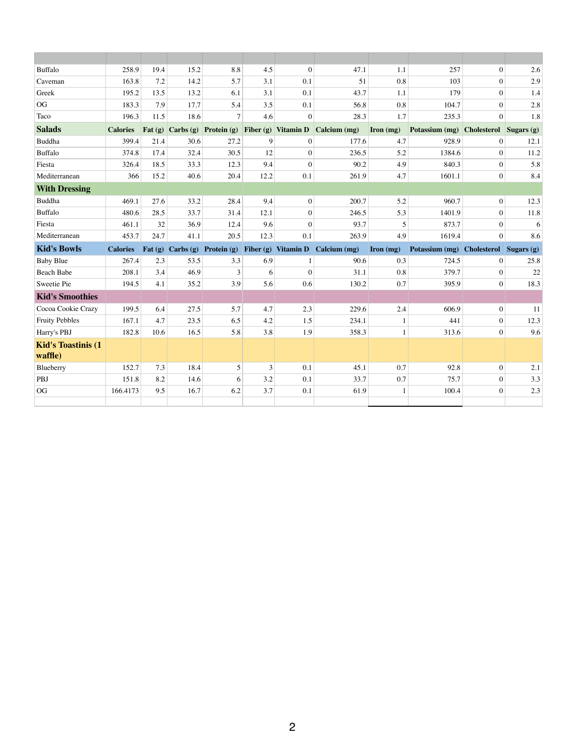| | | | | | | | | | | | |
|---|---|---|---|---|---|---|---|---|---|---|---|
| Buffalo | 258.9 | 19.4 | 15.2 | 8.8 | 4.5 | 0 | 47.1 | 1.1 | 257 | 0 | 2.6 |
| Caveman | 163.8 | 7.2 | 14.2 | 5.7 | 3.1 | 0.1 | 51 | 0.8 | 103 | 0 | 2.9 |
| Greek | 195.2 | 13.5 | 13.2 | 6.1 | 3.1 | 0.1 | 43.7 | 1.1 | 179 | 0 | 1.4 |
| OG | 183.3 | 7.9 | 17.7 | 5.4 | 3.5 | 0.1 | 56.8 | 0.8 | 104.7 | 0 | 2.8 |
| Taco | 196.3 | 11.5 | 18.6 | 7 | 4.6 | 0 | 28.3 | 1.7 | 235.3 | 0 | 1.8 |
| **Salads** | **Calories** | **Fat (g)** | **Carbs (g)** | **Protein (g)** | **Fiber (g)** | **Vitamin D** | **Calcium (mg)** | **Iron (mg)** | **Potassium (mg)** | **Cholesterol** | **Sugars (g)** |
| Buddha | 399.4 | 21.4 | 30.6 | 27.2 | 9 | 0 | 177.6 | 4.7 | 928.9 | 0 | 12.1 |
| Buffalo | 374.8 | 17.4 | 32.4 | 30.5 | 12 | 0 | 236.5 | 5.2 | 1384.6 | 0 | 11.2 |
| Fiesta | 326.4 | 18.5 | 33.3 | 12.3 | 9.4 | 0 | 90.2 | 4.9 | 840.3 | 0 | 5.8 |
| Mediterranean | 366 | 15.2 | 40.6 | 20.4 | 12.2 | 0.1 | 261.9 | 4.7 | 1601.1 | 0 | 8.4 |
| **With Dressing** | | | | | | | | | | | |
| Buddha | 469.1 | 27.6 | 33.2 | 28.4 | 9.4 | 0 | 200.7 | 5.2 | 960.7 | 0 | 12.3 |
| Buffalo | 480.6 | 28.5 | 33.7 | 31.4 | 12.1 | 0 | 246.5 | 5.3 | 1401.9 | 0 | 11.8 |
| Fiesta | 461.1 | 32 | 36.9 | 12.4 | 9.6 | 0 | 93.7 | 5 | 873.7 | 0 | 6 |
| Mediterranean | 453.7 | 24.7 | 41.1 | 20.5 | 12.3 | 0.1 | 263.9 | 4.9 | 1619.4 | 0 | 8.6 |
| **Kid's Bowls** | **Calories** | **Fat (g)** | **Carbs (g)** | **Protein (g)** | **Fiber (g)** | **Vitamin D** | **Calcium (mg)** | **Iron (mg)** | **Potassium (mg)** | **Cholesterol** | **Sugars (g)** |
| Baby Blue | 267.4 | 2.3 | 53.5 | 3.3 | 6.9 | 1 | 90.6 | 0.3 | 724.5 | 0 | 25.8 |
| Beach Babe | 208.1 | 3.4 | 46.9 | 3 | 6 | 0 | 31.1 | 0.8 | 379.7 | 0 | 22 |
| Sweetie Pie | 194.5 | 4.1 | 35.2 | 3.9 | 5.6 | 0.6 | 130.2 | 0.7 | 395.9 | 0 | 18.3 |
| **Kid's Smoothies** | | | | | | | | | | | |
| Cocoa Cookie Crazy | 199.5 | 6.4 | 27.5 | 5.7 | 4.7 | 2.3 | 229.6 | 2.4 | 606.9 | 0 | 11 |
| Fruity Pebbles | 167.1 | 4.7 | 23.5 | 6.5 | 4.2 | 1.5 | 234.1 | 1 | 441 | 0 | 12.3 |
| Harry's PBJ | 182.8 | 10.6 | 16.5 | 5.8 | 3.8 | 1.9 | 358.3 | 1 | 313.6 | 0 | 9.6 |
| **Kid's Toastinis (1 waffle)** | | | | | | | | | | | |
| Blueberry | 152.7 | 7.3 | 18.4 | 5 | 3 | 0.1 | 45.1 | 0.7 | 92.8 | 0 | 2.1 |
| PBJ | 151.8 | 8.2 | 14.6 | 6 | 3.2 | 0.1 | 33.7 | 0.7 | 75.7 | 0 | 3.3 |
| OG | 166.4173 | 9.5 | 16.7 | 6.2 | 3.7 | 0.1 | 61.9 | 1 | 100.4 | 0 | 2.3 |